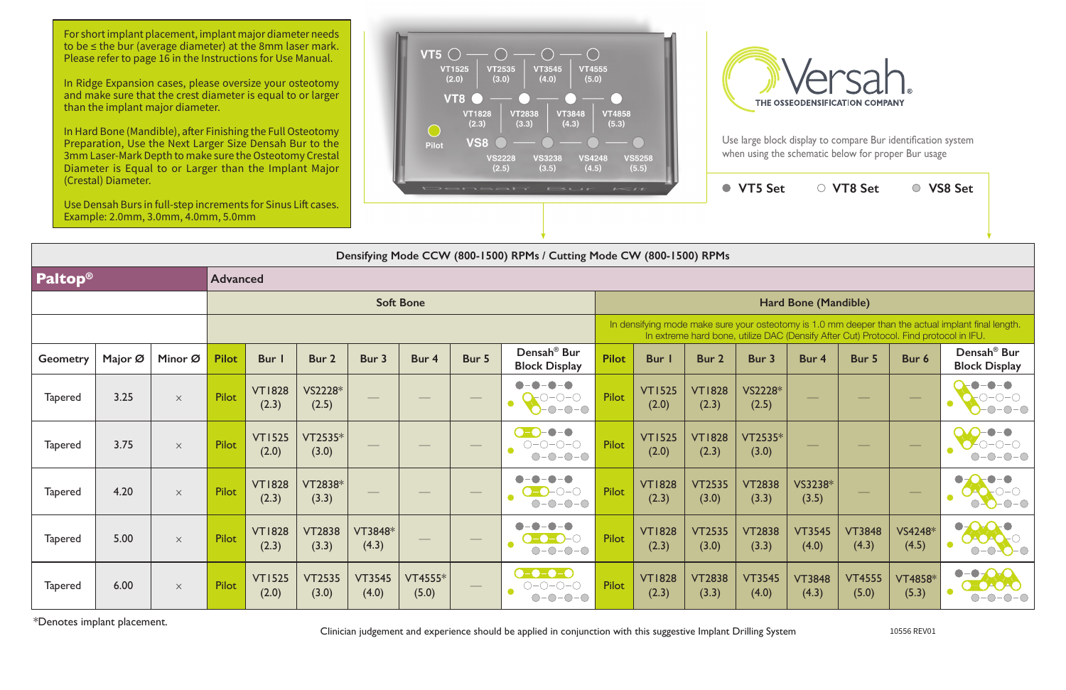For short implant placement, implant major diameter needs to be ≤ the bur (average diameter) at the 8mm laser mark. Please refer to page 16 in the Instructions for Use Manual.

In Ridge Expansion cases, please oversize your osteotomy and make sure that the crest diameter is equal to or larger than the implant major diameter.

In Hard Bone (Mandible), after Finishing the Full Osteotomy Preparation, Use the Next Larger Size Densah Bur to the 3mm Laser-Mark Depth to make sure the Osteotomy Crestal Diameter is Equal to or Larger than the Implant Major (Crestal) Diameter.

Use Densah Burs in full-step increments for Sinus Lift cases. Example: 2.0mm, 3.0mm, 4.0mm, 5.0mm

VT5: VT1525 (2.0) — VT2535 (3.0) — VT3545 (4.0) — VT4555 (5.0)

VT8: VT1828 (2.3) — VT2838 (3.3) — VT3848 (4.3) — VT4858 (5.3)

Pilot

VS8: VS2228 (2.5) — VS3238 (3.5) — VS4248 (4.5) — VS5258 (5.5)

Densah Bur Kit

# Versah®

THE OSSEODENSIFICATION COMPANY

Use large block display to compare Bur identification system when using the schematic below for proper Bur usage

● VT5 Set ○ VT8 Set ● VS8 Set

| Densifying Mode CCW (800-1500) RPMs / Cutting Mode CW (800-1500) RPMs | | | | | | | | | | | | | | | | | | | |
|---|---|---|---|---|---|---|---|---|---|---|---|---|---|---|---|---|---|---|---|
| **Paltop®** | | | Advanced | | | | | | | | | | | | | | | | |
| | | | Soft Bone | | | | | | | | Hard Bone (Mandible) | | | | | | | | |
| | | | | | | | | | | | In densifying mode make sure your osteotomy is 1.0 mm deeper than the actual implant final length. In extreme hard bone, utilize DAC (Densify After Cut) Protocol. Find protocol in IFU. | | | | | | | | |
| Geometry | Major Ø | Minor Ø | Pilot | Bur 1 | Bur 2 | Bur 3 | Bur 4 | Bur 5 | Densah® Bur Block Display | Pilot | Bur 1 | Bur 2 | Bur 3 | Bur 4 | Bur 5 | Bur 6 | Densah® Bur Block Display |
| Tapered | 3.25 | × | Pilot | VT1828 (2.3) | VS2228* (2.5) | — | — | — | | Pilot | VT1525 (2.0) | VT1828 (2.3) | VS2228* (2.5) | — | — | — | |
| Tapered | 3.75 | × | Pilot | VT1525 (2.0) | VT2535* (3.0) | — | — | — | | Pilot | VT1525 (2.0) | VT1828 (2.3) | VT2535* (3.0) | — | — | — | |
| Tapered | 4.20 | × | Pilot | VT1828 (2.3) | VT2838* (3.3) | — | — | — | | Pilot | VT1828 (2.3) | VT2535 (3.0) | VT2838 (3.3) | VS3238* (3.5) | — | — | |
| Tapered | 5.00 | × | Pilot | VT1828 (2.3) | VT2838 (3.3) | VT3848* (4.3) | — | — | | Pilot | VT1828 (2.3) | VT2535 (3.0) | VT2838 (3.3) | VT3545 (4.0) | VT3848 (4.3) | VS4248* (4.5) | |
| Tapered | 6.00 | × | Pilot | VT1525 (2.0) | VT2535 (3.0) | VT3545 (4.0) | VT4555* (5.0) | — | | Pilot | VT1828 (2.3) | VT2838 (3.3) | VT3545 (4.0) | VT3848 (4.3) | VT4555 (5.0) | VT4858* (5.3) | |

*Denotes implant placement.

Clinician judgement and experience should be applied in conjunction with this suggestive Implant Drilling System

10556 REV01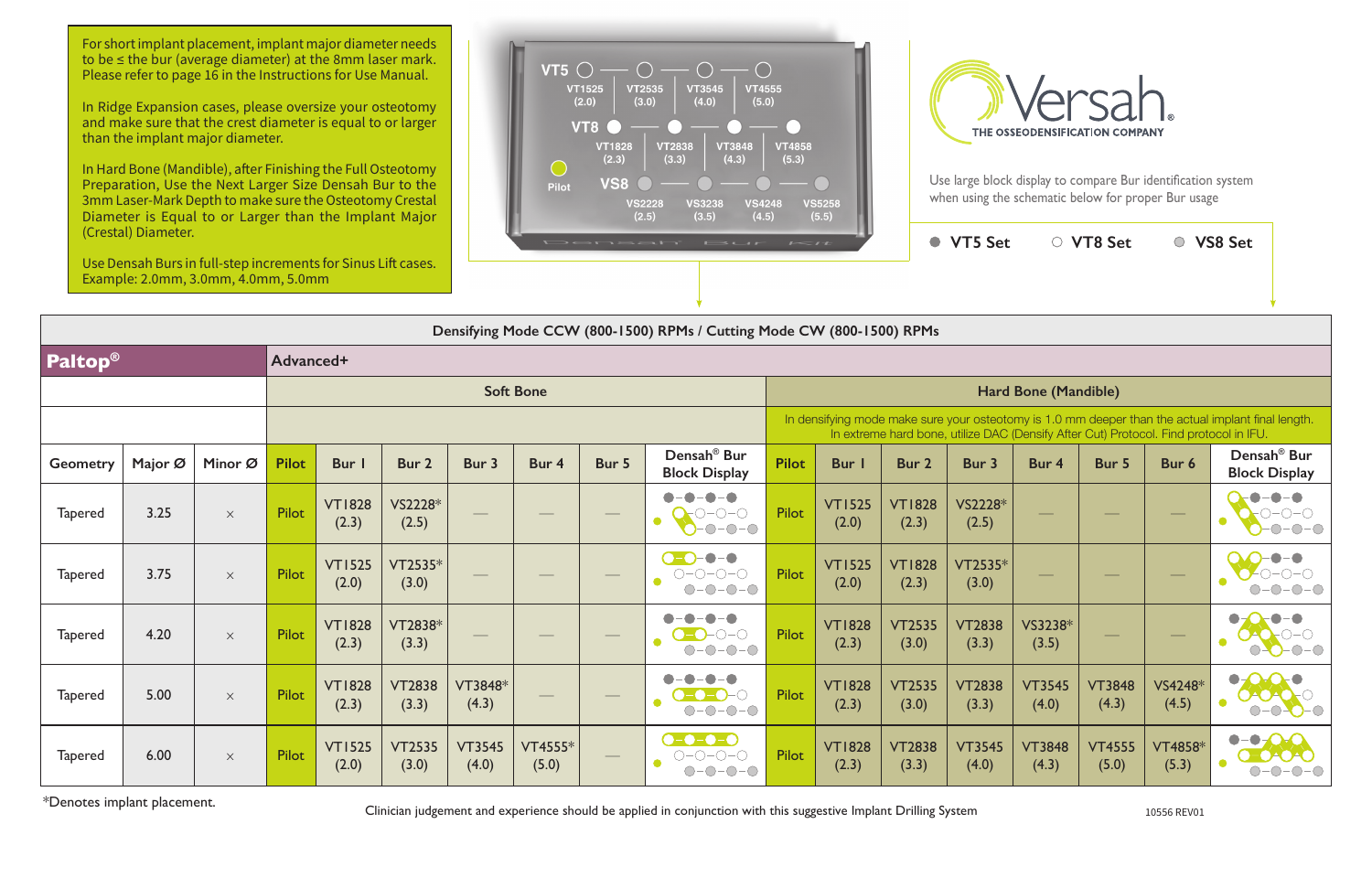For short implant placement, implant major diameter needs to be ≤ the bur (average diameter) at the 8mm laser mark. Please refer to page 16 in the Instructions for Use Manual.

In Ridge Expansion cases, please oversize your osteotomy and make sure that the crest diameter is equal to or larger than the implant major diameter.

In Hard Bone (Mandible), after Finishing the Full Osteotomy Preparation, Use the Next Larger Size Densah Bur to the 3mm Laser-Mark Depth to make sure the Osteotomy Crestal Diameter is Equal to or Larger than the Implant Major (Crestal) Diameter.

Use Densah Burs in full-step increments for Sinus Lift cases. Example: 2.0mm, 3.0mm, 4.0mm, 5.0mm

| | | | | |
|---|---|---|---|---|
| VT5 | VT1525 (2.0) | VT2535 (3.0) | VT3545 (4.0) | VT4555 (5.0) |
| VT8 | VT1828 (2.3) | VT2838 (3.3) | VT3848 (4.3) | VT4858 (5.3) |
| VS8 | VS2228 (2.5) | VS3238 (3.5) | VS4248 (4.5) | VS5258 (5.5) |

Pilot

Densah Bur Kit

**Versah®** THE OSSEODENSIFICATION COMPANY

Use large block display to compare Bur identification system when using the schematic below for proper Bur usage

● VT5 Set ○ VT8 Set ● VS8 Set

**Densifying Mode CCW (800-1500) RPMs / Cutting Mode CW (800-1500) RPMs**

| **Paltop®** | | | Advanced+ | | | | | | | | | | | | | | |
|---|---|---|---|---|---|---|---|---|---|---|---|---|---|---|---|---|---|
| | | | Soft Bone | | | | | | | Hard Bone (Mandible) | | | | | | | |
| | | | | | | | | | | In densifying mode make sure your osteotomy is 1.0 mm deeper than the actual implant final length. In extreme hard bone, utilize DAC (Densify After Cut) Protocol. Find protocol in IFU. | | | | | | | |
| Geometry | Major Ø | Minor Ø | Pilot | Bur 1 | Bur 2 | Bur 3 | Bur 4 | Bur 5 | Densah® Bur Block Display | Pilot | Bur 1 | Bur 2 | Bur 3 | Bur 4 | Bur 5 | Bur 6 | Densah® Bur Block Display |
| Tapered | 3.25 | × | Pilot | VT1828 (2.3) | VS2228* (2.5) | — | — | — | | Pilot | VT1525 (2.0) | VT1828 (2.3) | VS2228* (2.5) | — | — | — | |
| Tapered | 3.75 | × | Pilot | VT1525 (2.0) | VT2535* (3.0) | — | — | — | | Pilot | VT1525 (2.0) | VT1828 (2.3) | VT2535* (3.0) | — | — | — | |
| Tapered | 4.20 | × | Pilot | VT1828 (2.3) | VT2838* (3.3) | — | — | — | | Pilot | VT1828 (2.3) | VT2535 (3.0) | VT2838 (3.3) | VS3238* (3.5) | — | — | |
| Tapered | 5.00 | × | Pilot | VT1828 (2.3) | VT2838 (3.3) | VT3848* (4.3) | — | — | | Pilot | VT1828 (2.3) | VT2535 (3.0) | VT2838 (3.3) | VT3545 (4.0) | VT3848 (4.3) | VS4248* (4.5) | |
| Tapered | 6.00 | × | Pilot | VT1525 (2.0) | VT2535 (3.0) | VT3545 (4.0) | VT4555* (5.0) | — | | Pilot | VT1828 (2.3) | VT2838 (3.3) | VT3545 (4.0) | VT3848 (4.3) | VT4555 (5.0) | VT4858* (5.3) | |

*Denotes implant placement.

Clinician judgement and experience should be applied in conjunction with this suggestive Implant Drilling System

10556 REV01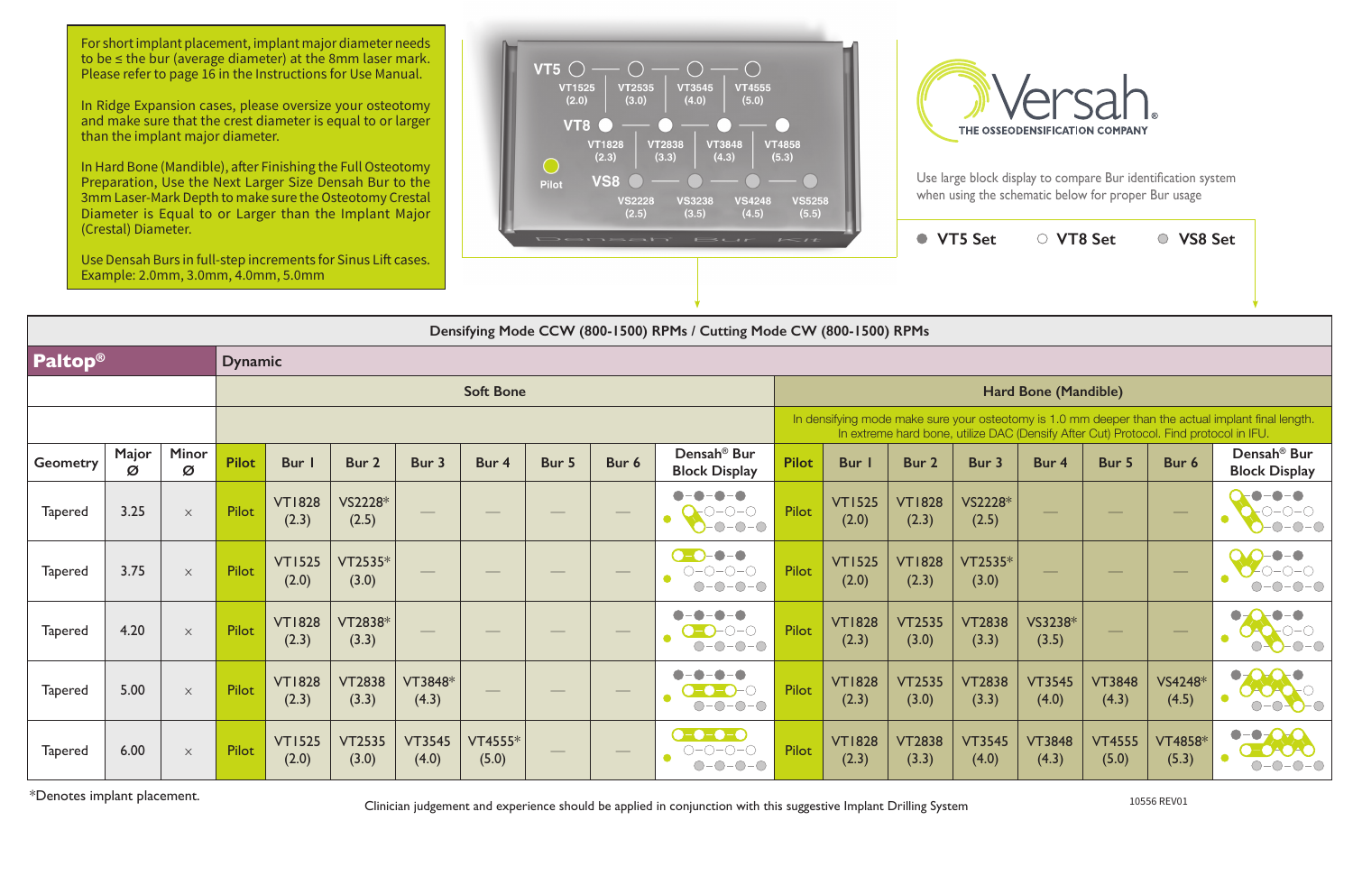For short implant placement, implant major diameter needs to be ≤ the bur (average diameter) at the 8mm laser mark. Please refer to page 16 in the Instructions for Use Manual.

In Ridge Expansion cases, please oversize your osteotomy and make sure that the crest diameter is equal to or larger than the implant major diameter.

In Hard Bone (Mandible), after Finishing the Full Osteotomy Preparation, Use the Next Larger Size Densah Bur to the 3mm Laser-Mark Depth to make sure the Osteotomy Crestal Diameter is Equal to or Larger than the Implant Major (Crestal) Diameter.

Use Densah Burs in full-step increments for Sinus Lift cases. Example: 2.0mm, 3.0mm, 4.0mm, 5.0mm

VT5: VT1525 (2.0), VT2535 (3.0), VT3545 (4.0), VT4555 (5.0)
VT8: VT1828 (2.3), VT2838 (3.3), VT3848 (4.3), VT4858 (5.3)
Pilot
VS8: VS2228 (2.5), VS3238 (3.5), VS4248 (4.5), VS5258 (5.5)

Versah® THE OSSEODENSIFICATION COMPANY

Use large block display to compare Bur identification system when using the schematic below for proper Bur usage

● VT5 Set ○ VT8 Set ◎ VS8 Set

**Densifying Mode CCW (800-1500) RPMs / Cutting Mode CW (800-1500) RPMs**

| **Paltop®** | | | **Dynamic** | | | | | | | | | | | | | | | |
|---|---|---|---|---|---|---|---|---|---|---|---|---|---|---|---|---|---|---|
| | | | **Soft Bone** | | | | | | | | **Hard Bone (Mandible)** | | | | | | | |
| | | | | | | | | | | | In densifying mode make sure your osteotomy is 1.0 mm deeper than the actual implant final length. In extreme hard bone, utilize DAC (Densify After Cut) Protocol. Find protocol in IFU. | | | | | | | |
| Geometry | Major Ø | Minor Ø | Pilot | Bur 1 | Bur 2 | Bur 3 | Bur 4 | Bur 5 | Bur 6 | Densah® Bur Block Display | Pilot | Bur 1 | Bur 2 | Bur 3 | Bur 4 | Bur 5 | Bur 6 | Densah® Bur Block Display |
| Tapered | 3.25 | × | Pilot | VT1828 (2.3) | VS2228* (2.5) | — | — | — | — | | Pilot | VT1525 (2.0) | VT1828 (2.3) | VS2228* (2.5) | — | — | — | |
| Tapered | 3.75 | × | Pilot | VT1525 (2.0) | VT2535* (3.0) | — | — | — | — | | Pilot | VT1525 (2.0) | VT1828 (2.3) | VT2535* (3.0) | — | — | — | |
| Tapered | 4.20 | × | Pilot | VT1828 (2.3) | VT2838* (3.3) | — | — | — | — | | Pilot | VT1828 (2.3) | VT2535 (3.0) | VT2838 (3.3) | VS3238* (3.5) | — | — | |
| Tapered | 5.00 | × | Pilot | VT1828 (2.3) | VT2838 (3.3) | VT3848* (4.3) | — | — | — | | Pilot | VT1828 (2.3) | VT2535 (3.0) | VT2838 (3.3) | VT3545 (4.0) | VT3848 (4.3) | VS4248* (4.5) | |
| Tapered | 6.00 | × | Pilot | VT1525 (2.0) | VT2535 (3.0) | VT3545 (4.0) | VT4555* (5.0) | — | — | | Pilot | VT1828 (2.3) | VT2838 (3.3) | VT3545 (4.0) | VT3848 (4.3) | VT4555 (5.0) | VT4858* (5.3) | |

*Denotes implant placement.

Clinician judgement and experience should be applied in conjunction with this suggestive Implant Drilling System

10556 REV01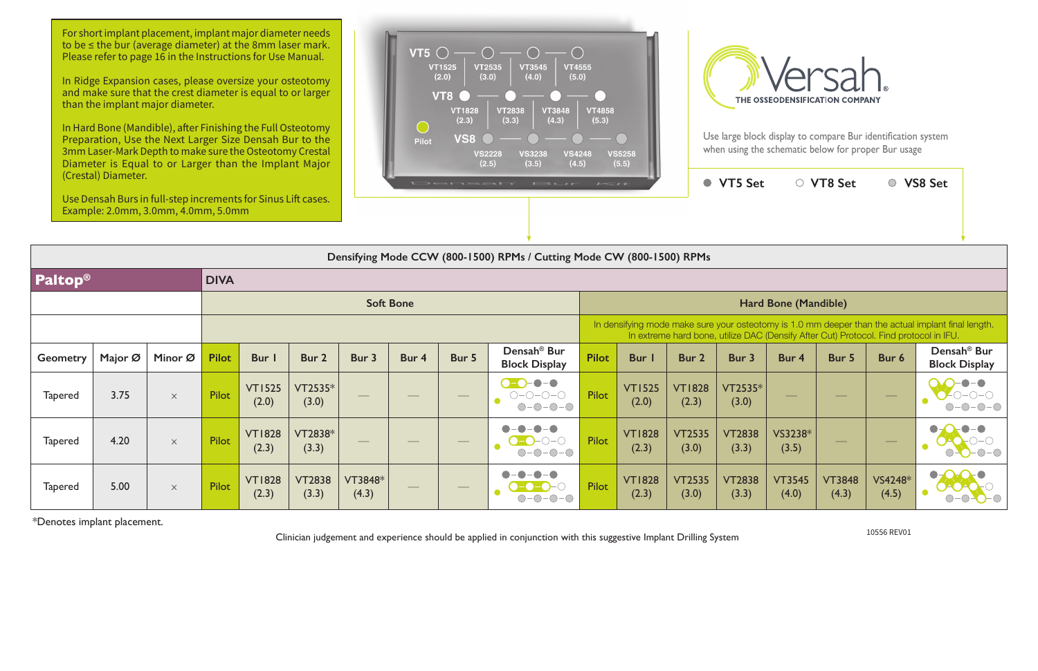For short implant placement, implant major diameter needs to be ≤ the bur (average diameter) at the 8mm laser mark. Please refer to page 16 in the Instructions for Use Manual.

In Ridge Expansion cases, please oversize your osteotomy and make sure that the crest diameter is equal to or larger than the implant major diameter.

In Hard Bone (Mandible), after Finishing the Full Osteotomy Preparation, Use the Next Larger Size Densah Bur to the 3mm Laser-Mark Depth to make sure the Osteotomy Crestal Diameter is Equal to or Larger than the Implant Major (Crestal) Diameter.

Use Densah Burs in full-step increments for Sinus Lift cases. Example: 2.0mm, 3.0mm, 4.0mm, 5.0mm

VT5: VT1525 (2.0), VT2535 (3.0), VT3545 (4.0), VT4555 (5.0)
VT8: VT1828 (2.3), VT2838 (3.3), VT3848 (4.3), VT4858 (5.3)
Pilot
VS8: VS2228 (2.5), VS3238 (3.5), VS4248 (4.5), VS5258 (5.5)

Densah Bur Kit

Versah® THE OSSEODENSIFICATION COMPANY

Use large block display to compare Bur identification system when using the schematic below for proper Bur usage

● VT5 Set ○ VT8 Set ● VS8 Set

| Densifying Mode CCW (800-1500) RPMs / Cutting Mode CW (800-1500) RPMs | | | | | | | | | | | | | | | | | | |
|---|---|---|---|---|---|---|---|---|---|---|---|---|---|---|---|---|---|---|
| **Paltop®** | | | DIVA | | | | | | | | | | | | | | | |
| | | | Soft Bone | | | | | | | Hard Bone (Mandible) | | | | | | | | |
| | | | | | | | | | | In densifying mode make sure your osteotomy is 1.0 mm deeper than the actual implant final length. In extreme hard bone, utilize DAC (Densify After Cut) Protocol. Find protocol in IFU. | | | | | | | | |
| Geometry | Major Ø | Minor Ø | Pilot | Bur 1 | Bur 2 | Bur 3 | Bur 4 | Bur 5 | Densah® Bur Block Display | Pilot | Bur 1 | Bur 2 | Bur 3 | Bur 4 | Bur 5 | Bur 6 | Densah® Bur Block Display |
| Tapered | 3.75 | × | Pilot | VT1525 (2.0) | VT2535* (3.0) | — | — | — | | Pilot | VT1525 (2.0) | VT1828 (2.3) | VT2535* (3.0) | — | — | — | |
| Tapered | 4.20 | × | Pilot | VT1828 (2.3) | VT2838* (3.3) | — | — | — | | Pilot | VT1828 (2.3) | VT2535 (3.0) | VT2838 (3.3) | VS3238* (3.5) | — | — | |
| Tapered | 5.00 | × | Pilot | VT1828 (2.3) | VT2838 (3.3) | VT3848* (4.3) | — | — | | Pilot | VT1828 (2.3) | VT2535 (3.0) | VT2838 (3.3) | VT3545 (4.0) | VT3848 (4.3) | VS4248* (4.5) | |

*Denotes implant placement.

Clinician judgement and experience should be applied in conjunction with this suggestive Implant Drilling System

10556 REV01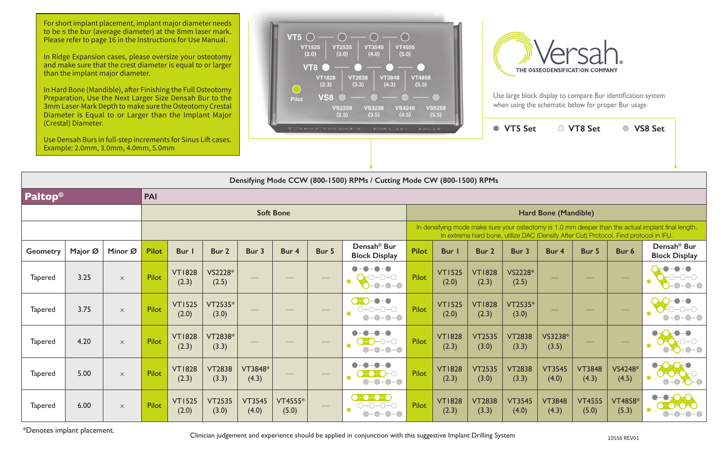For short implant placement, implant major diameter needs to be ≤ the bur (average diameter) at the 8mm laser mark. Please refer to page 16 in the Instructions for Use Manual.

In Ridge Expansion cases, please oversize your osteotomy and make sure that the crest diameter is equal to or larger than the implant major diameter.

In Hard Bone (Mandible), after Finishing the Full Osteotomy Preparation, Use the Next Larger Size Densah Bur to the 3mm Laser-Mark Depth to make sure the Osteotomy Crestal Diameter is Equal to or Larger than the Implant Major (Crestal) Diameter.

Use Densah Burs in full-step increments for Sinus Lift cases. Example: 2.0mm, 3.0mm, 4.0mm, 5.0mm

VT5: VT1525 (2.0) — VT2535 (3.0) — VT3545 (4.0) — VT4555 (5.0)
VT8: VT1828 (2.3) — VT2838 (3.3) — VT3848 (4.3) — VT4858 (5.3)
Pilot
VS8: VS2228 (2.5) — VS3238 (3.5) — VS4248 (4.5) — VS5258 (5.5)

Densah Bur Kit

Versah® THE OSSEODENSIFICATION COMPANY

Use large block display to compare Bur identification system when using the schematic below for proper Bur usage

● VT5 Set ○ VT8 Set ● VS8 Set

| Densifying Mode CCW (800-1500) RPMs / Cutting Mode CW (800-1500) RPMs | | | | | | | | | | | | | | | | | | |
|---|---|---|---|---|---|---|---|---|---|---|---|---|---|---|---|---|---|---|
| **Paltop®** | | | PAI | | | | | | | | | | | | | | | |
| | | | Soft Bone | | | | | | | Hard Bone (Mandible) | | | | | | | | |
| | | | | | | | | | | In densifying mode make sure your osteotomy is 1.0 mm deeper than the actual implant final length. In extreme hard bone, utilize DAC (Densify After Cut) Protocol. Find protocol in IFU. | | | | | | | | |
| Geometry | Major Ø | Minor Ø | Pilot | Bur 1 | Bur 2 | Bur 3 | Bur 4 | Bur 5 | Densah® Bur Block Display | Pilot | Bur 1 | Bur 2 | Bur 3 | Bur 4 | Bur 5 | Bur 6 | Densah® Bur Block Display |
| Tapered | 3.25 | × | Pilot | VT1828 (2.3) | VS2228* (2.5) | — | — | — | | Pilot | VT1525 (2.0) | VT1828 (2.3) | VS2228* (2.5) | — | — | — | |
| Tapered | 3.75 | × | Pilot | VT1525 (2.0) | VT2535* (3.0) | — | — | — | | Pilot | VT1525 (2.0) | VT1828 (2.3) | VT2535* (3.0) | — | — | — | |
| Tapered | 4.20 | × | Pilot | VT1828 (2.3) | VT2838* (3.3) | — | — | — | | Pilot | VT1828 (2.3) | VT2535 (3.0) | VT2838 (3.3) | VS3238* (3.5) | — | — | |
| Tapered | 5.00 | × | Pilot | VT1828 (2.3) | VT2838 (3.3) | VT3848* (4.3) | — | — | | Pilot | VT1828 (2.3) | VT2535 (3.0) | VT2838 (3.3) | VT3545 (4.0) | VT3848 (4.3) | VS4248* (4.5) | |
| Tapered | 6.00 | × | Pilot | VT1525 (2.0) | VT2535 (3.0) | VT3545 (4.0) | VT4555* (5.0) | — | | Pilot | VT1828 (2.3) | VT2838 (3.3) | VT3545 (4.0) | VT3848 (4.3) | VT4555 (5.0) | VT4858* (5.3) | |

*Denotes implant placement.

Clinician judgement and experience should be applied in conjunction with this suggestive Implant Drilling System

10556 REV01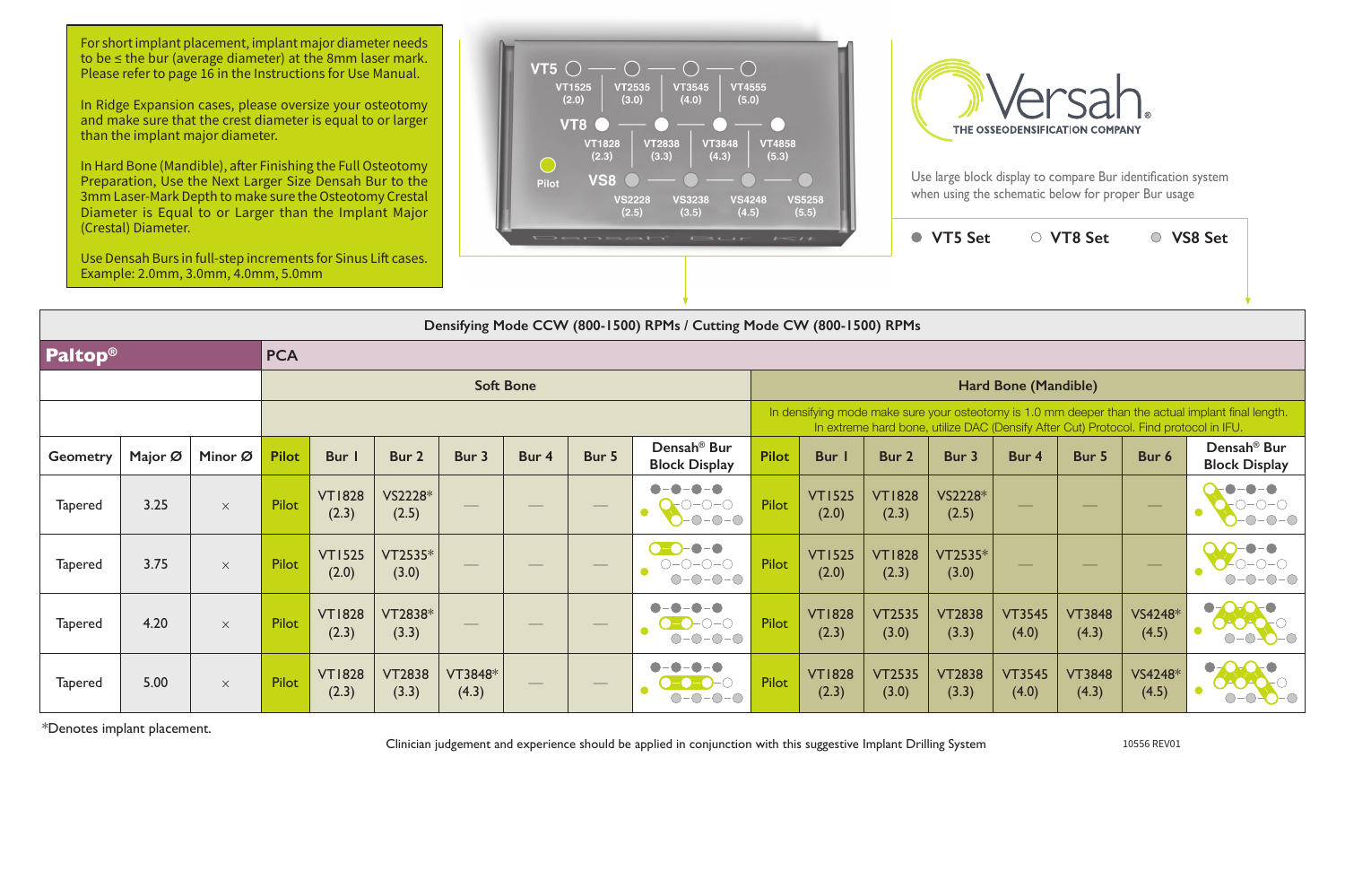For short implant placement, implant major diameter needs to be ≤ the bur (average diameter) at the 8mm laser mark. Please refer to page 16 in the Instructions for Use Manual.

In Ridge Expansion cases, please oversize your osteotomy and make sure that the crest diameter is equal to or larger than the implant major diameter.

In Hard Bone (Mandible), after Finishing the Full Osteotomy Preparation, Use the Next Larger Size Densah Bur to the 3mm Laser-Mark Depth to make sure the Osteotomy Crestal Diameter is Equal to or Larger than the Implant Major (Crestal) Diameter.

Use Densah Burs in full-step increments for Sinus Lift cases. Example: 2.0mm, 3.0mm, 4.0mm, 5.0mm

VT5: VT1525 (2.0), VT2535 (3.0), VT3545 (4.0), VT4555 (5.0)

VT8: VT1828 (2.3), VT2838 (3.3), VT3848 (4.3), VT4858 (5.3)

VS8: VS2228 (2.5), VS3238 (3.5), VS4248 (4.5), VS5258 (5.5)

Pilot

Densah Bur Kit

**Versah** THE OSSEODENSIFICATION COMPANY

Use large block display to compare Bur identification system when using the schematic below for proper Bur usage

● VT5 Set ○ VT8 Set ● VS8 Set

**Densifying Mode CCW (800-1500) RPMs / Cutting Mode CW (800-1500) RPMs**

| **Paltop®** | | | **PCA** | | | | | | | | | | | | | | | |
|---|---|---|---|---|---|---|---|---|---|---|---|---|---|---|---|---|---|---|
| | | | Soft Bone | | | | | | | Hard Bone (Mandible) | | | | | | | | |
| | | | | | | | | | | In densifying mode make sure your osteotomy is 1.0 mm deeper than the actual implant final length. In extreme hard bone, utilize DAC (Densify After Cut) Protocol. Find protocol in IFU. | | | | | | | | |
| Geometry | Major Ø | Minor Ø | Pilot | Bur 1 | Bur 2 | Bur 3 | Bur 4 | Bur 5 | Densah® Bur Block Display | Pilot | Bur 1 | Bur 2 | Bur 3 | Bur 4 | Bur 5 | Bur 6 | Densah® Bur Block Display |
| Tapered | 3.25 | × | Pilot | VT1828 (2.3) | VS2228* (2.5) | — | — | — | | Pilot | VT1525 (2.0) | VT1828 (2.3) | VS2228* (2.5) | — | — | — | |
| Tapered | 3.75 | × | Pilot | VT1525 (2.0) | VT2535* (3.0) | — | — | — | | Pilot | VT1525 (2.0) | VT1828 (2.3) | VT2535* (3.0) | — | — | — | |
| Tapered | 4.20 | × | Pilot | VT1828 (2.3) | VT2838* (3.3) | — | — | — | | Pilot | VT1828 (2.3) | VT2535 (3.0) | VT2838 (3.3) | VT3545 (4.0) | VT3848 (4.3) | VS4248* (4.5) | |
| Tapered | 5.00 | × | Pilot | VT1828 (2.3) | VT2838 (3.3) | VT3848* (4.3) | — | — | | Pilot | VT1828 (2.3) | VT2535 (3.0) | VT2838 (3.3) | VT3545 (4.0) | VT3848 (4.3) | VS4248* (4.5) | |

*Denotes implant placement.

Clinician judgement and experience should be applied in conjunction with this suggestive Implant Drilling System

10556 REV01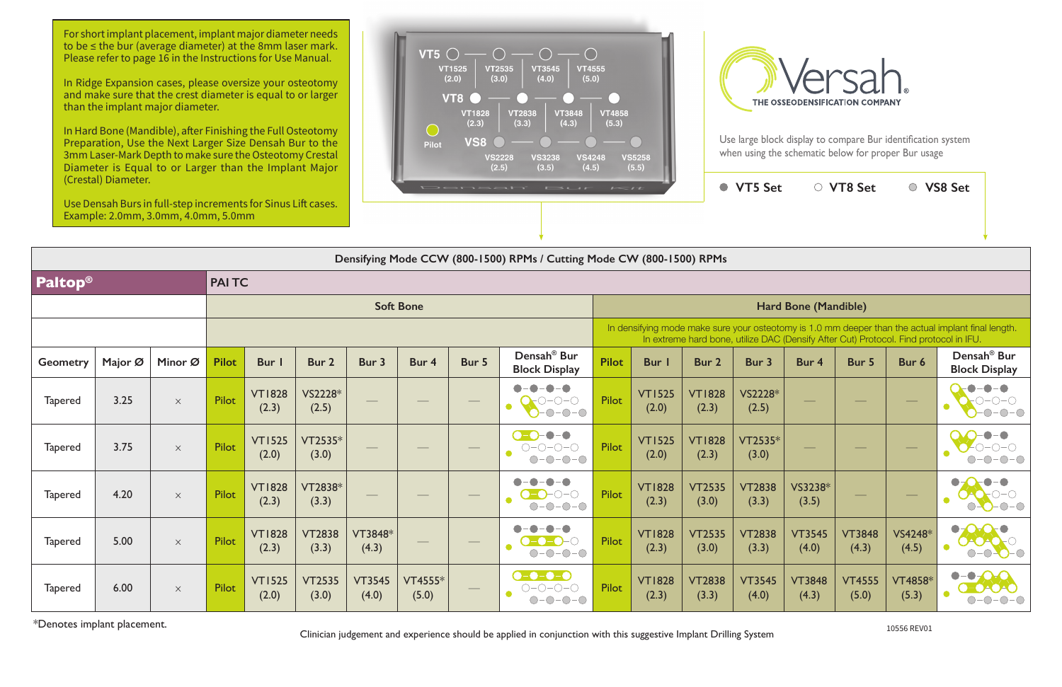For short implant placement, implant major diameter needs to be ≤ the bur (average diameter) at the 8mm laser mark. Please refer to page 16 in the Instructions for Use Manual.

In Ridge Expansion cases, please oversize your osteotomy and make sure that the crest diameter is equal to or larger than the implant major diameter.

In Hard Bone (Mandible), after Finishing the Full Osteotomy Preparation, Use the Next Larger Size Densah Bur to the 3mm Laser-Mark Depth to make sure the Osteotomy Crestal Diameter is Equal to or Larger than the Implant Major (Crestal) Diameter.

Use Densah Burs in full-step increments for Sinus Lift cases. Example: 2.0mm, 3.0mm, 4.0mm, 5.0mm

VT5: VT1525 (2.0), VT2535 (3.0), VT3545 (4.0), VT4555 (5.0)

VT8: VT1828 (2.3), VT2838 (3.3), VT3848 (4.3), VT4858 (5.3)

Pilot

VS8: VS2228 (2.5), VS3238 (3.5), VS4248 (4.5), VS5258 (5.5)

Densah Bur Kit

Versah® THE OSSEODENSIFICATION COMPANY

Use large block display to compare Bur identification system when using the schematic below for proper Bur usage

● VT5 Set ○ VT8 Set ○ VS8 Set

**Densifying Mode CCW (800-1500) RPMs / Cutting Mode CW (800-1500) RPMs**

| Paltop® | | | PAI TC | | | | | | | | | | | | | | |
|---|---|---|---|---|---|---|---|---|---|---|---|---|---|---|---|---|---|
| | | | Soft Bone | | | | | | | Hard Bone (Mandible) | | | | | | | |
| | | | | | | | | | | In densifying mode make sure your osteotomy is 1.0 mm deeper than the actual implant final length. In extreme hard bone, utilize DAC (Densify After Cut) Protocol. Find protocol in IFU. | | | | | | | |
| Geometry | Major Ø | Minor Ø | Pilot | Bur 1 | Bur 2 | Bur 3 | Bur 4 | Bur 5 | Densah® Bur Block Display | Pilot | Bur 1 | Bur 2 | Bur 3 | Bur 4 | Bur 5 | Bur 6 | Densah® Bur Block Display |
| Tapered | 3.25 | × | Pilot | VT1828 (2.3) | VS2228* (2.5) | — | — | — | | Pilot | VT1525 (2.0) | VT1828 (2.3) | VS2228* (2.5) | — | — | — | |
| Tapered | 3.75 | × | Pilot | VT1525 (2.0) | VT2535* (3.0) | — | — | — | | Pilot | VT1525 (2.0) | VT1828 (2.3) | VT2535* (3.0) | — | — | — | |
| Tapered | 4.20 | × | Pilot | VT1828 (2.3) | VT2838* (3.3) | — | — | — | | Pilot | VT1828 (2.3) | VT2535 (3.0) | VT2838 (3.3) | VS3238* (3.5) | — | — | |
| Tapered | 5.00 | × | Pilot | VT1828 (2.3) | VT2838 (3.3) | VT3848* (4.3) | — | — | | Pilot | VT1828 (2.3) | VT2535 (3.0) | VT2838 (3.3) | VT3545 (4.0) | VT3848 (4.3) | VS4248* (4.5) | |
| Tapered | 6.00 | × | Pilot | VT1525 (2.0) | VT2535 (3.0) | VT3545 (4.0) | VT4555* (5.0) | — | | Pilot | VT1828 (2.3) | VT2838 (3.3) | VT3545 (4.0) | VT3848 (4.3) | VT4555 (5.0) | VT4858* (5.3) | |

*Denotes implant placement.

Clinician judgement and experience should be applied in conjunction with this suggestive Implant Drilling System

10556 REV01